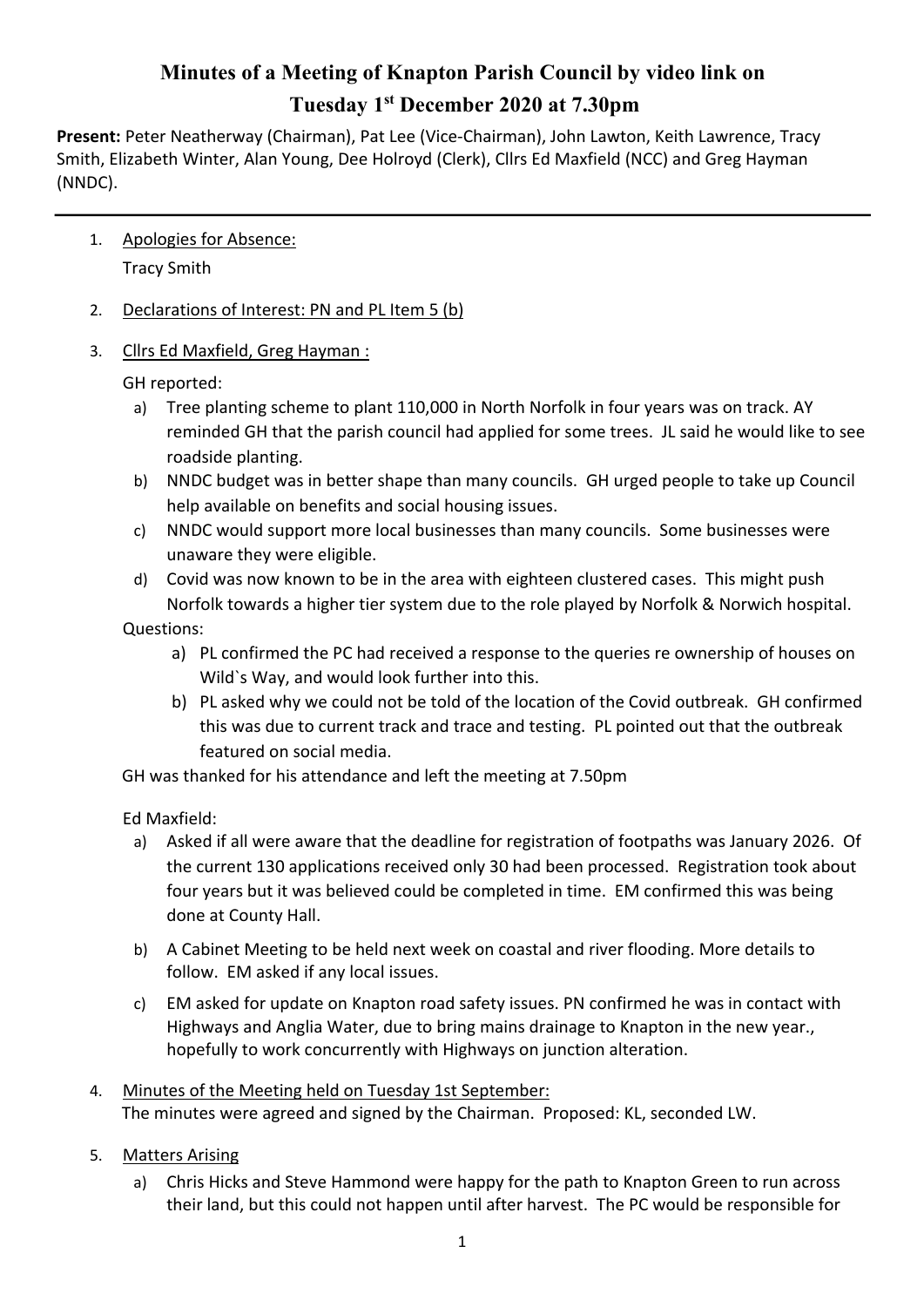# Minutes of a Meeting of Knapton Parish Council by video link on Tuesday 1st December 2020 at 7.30pm

**Present:** Peter Neatherway (Chairman), Pat Lee (Vice-Chairman), John Lawton, Keith Lawrence, Tracy Smith, Elizabeth Winter, Alan Young, Dee Holroyd (Clerk), Cllrs Ed Maxfield (NCC) and Greg Hayman (NNDC).

---

1. Apologies for Absence:

   Tracy Smith

2. Declarations of Interest: PN and PL Item 5 (b)

3. Cllrs Ed Maxfield, Greg Hayman :

   GH reported:

   a) Tree planting scheme to plant 110,000 in North Norfolk in four years was on track. AY reminded GH that the parish council had applied for some trees. JL said he would like to see roadside planting.
   b) NNDC budget was in better shape than many councils. GH urged people to take up Council help available on benefits and social housing issues.
   c) NNDC would support more local businesses than many councils. Some businesses were unaware they were eligible.
   d) Covid was now known to be in the area with eighteen clustered cases. This might push Norfolk towards a higher tier system due to the role played by Norfolk & Norwich hospital.

   Questions:

   a) PL confirmed the PC had received a response to the queries re ownership of houses on Wild`s Way, and would look further into this.
   b) PL asked why we could not be told of the location of the Covid outbreak. GH confirmed this was due to current track and trace and testing. PL pointed out that the outbreak featured on social media.

   GH was thanked for his attendance and left the meeting at 7.50pm

   Ed Maxfield:

   a) Asked if all were aware that the deadline for registration of footpaths was January 2026. Of the current 130 applications received only 30 had been processed. Registration took about four years but it was believed could be completed in time. EM confirmed this was being done at County Hall.
   b) A Cabinet Meeting to be held next week on coastal and river flooding. More details to follow. EM asked if any local issues.
   c) EM asked for update on Knapton road safety issues. PN confirmed he was in contact with Highways and Anglia Water, due to bring mains drainage to Knapton in the new year., hopefully to work concurrently with Highways on junction alteration.

4. Minutes of the Meeting held on Tuesday 1st September:

   The minutes were agreed and signed by the Chairman. Proposed: KL, seconded LW.

5. Matters Arising

   a) Chris Hicks and Steve Hammond were happy for the path to Knapton Green to run across their land, but this could not happen until after harvest. The PC would be responsible for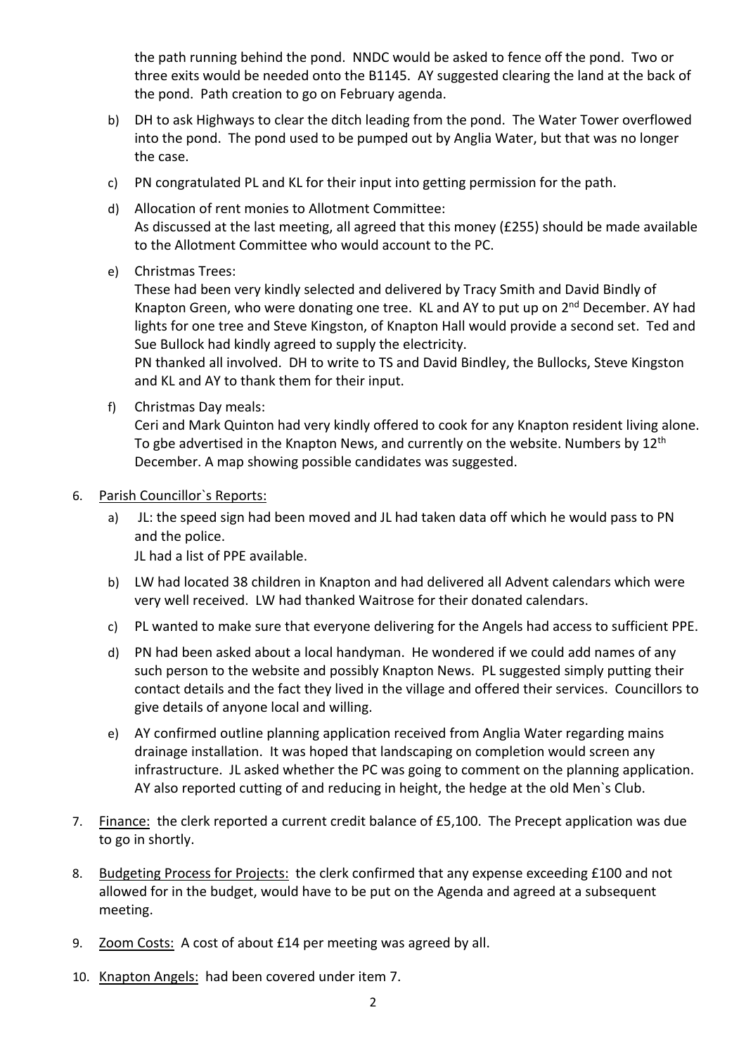the path running behind the pond. NNDC would be asked to fence off the pond. Two or three exits would be needed onto the B1145. AY suggested clearing the land at the back of the pond. Path creation to go on February agenda.

b) DH to ask Highways to clear the ditch leading from the pond. The Water Tower overflowed into the pond. The pond used to be pumped out by Anglia Water, but that was no longer the case.

c) PN congratulated PL and KL for their input into getting permission for the path.

d) Allocation of rent monies to Allotment Committee:
As discussed at the last meeting, all agreed that this money (£255) should be made available to the Allotment Committee who would account to the PC.

e) Christmas Trees:
These had been very kindly selected and delivered by Tracy Smith and David Bindly of Knapton Green, who were donating one tree. KL and AY to put up on 2nd December. AY had lights for one tree and Steve Kingston, of Knapton Hall would provide a second set. Ted and Sue Bullock had kindly agreed to supply the electricity.
PN thanked all involved. DH to write to TS and David Bindley, the Bullocks, Steve Kingston and KL and AY to thank them for their input.

f) Christmas Day meals:
Ceri and Mark Quinton had very kindly offered to cook for any Knapton resident living alone. To gbe advertised in the Knapton News, and currently on the website. Numbers by 12th December. A map showing possible candidates was suggested.

6. Parish Councillor`s Reports:

   a) JL: the speed sign had been moved and JL had taken data off which he would pass to PN and the police.
   JL had a list of PPE available.

   b) LW had located 38 children in Knapton and had delivered all Advent calendars which were very well received. LW had thanked Waitrose for their donated calendars.

   c) PL wanted to make sure that everyone delivering for the Angels had access to sufficient PPE.

   d) PN had been asked about a local handyman. He wondered if we could add names of any such person to the website and possibly Knapton News. PL suggested simply putting their contact details and the fact they lived in the village and offered their services. Councillors to give details of anyone local and willing.

   e) AY confirmed outline planning application received from Anglia Water regarding mains drainage installation. It was hoped that landscaping on completion would screen any infrastructure. JL asked whether the PC was going to comment on the planning application. AY also reported cutting of and reducing in height, the hedge at the old Men`s Club.

7. Finance: the clerk reported a current credit balance of £5,100. The Precept application was due to go in shortly.

8. Budgeting Process for Projects: the clerk confirmed that any expense exceeding £100 and not allowed for in the budget, would have to be put on the Agenda and agreed at a subsequent meeting.

9. Zoom Costs: A cost of about £14 per meeting was agreed by all.

10. Knapton Angels: had been covered under item 7.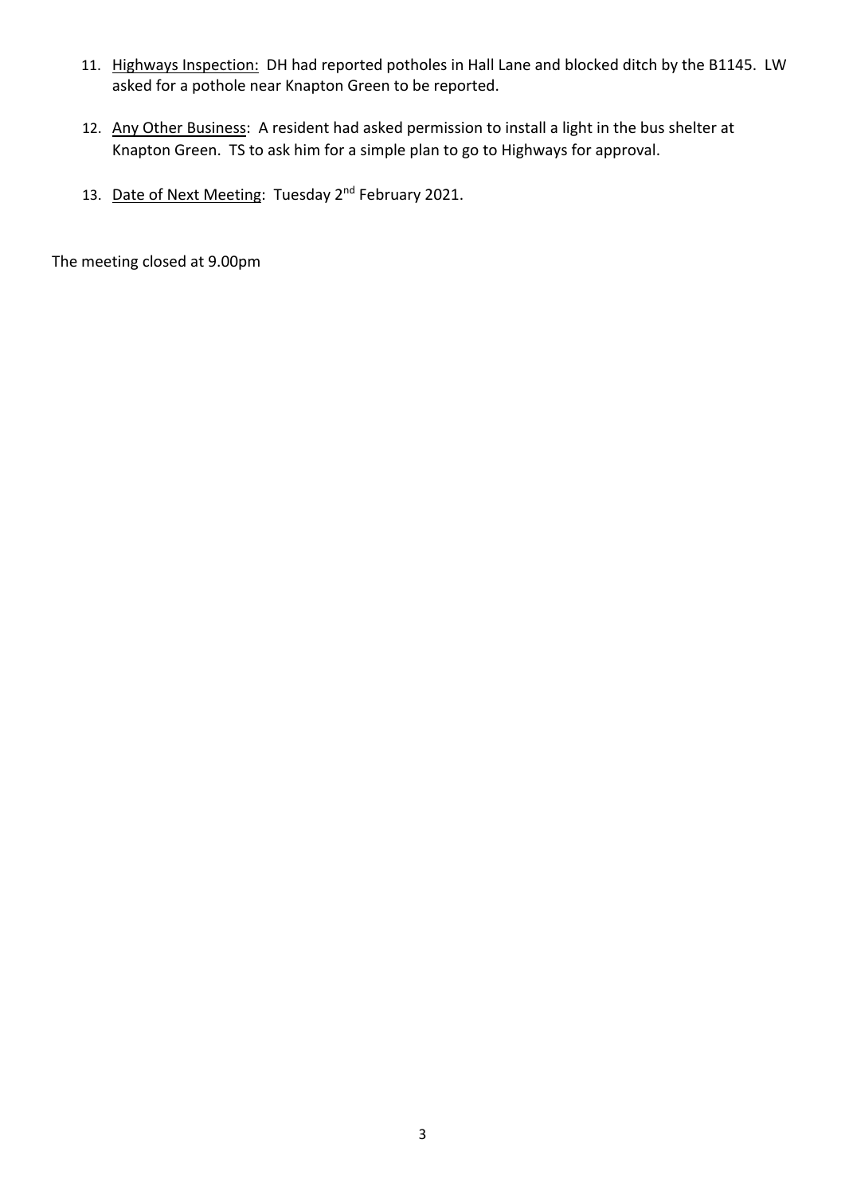11. <u>Highways Inspection:</u> DH had reported potholes in Hall Lane and blocked ditch by the B1145. LW asked for a pothole near Knapton Green to be reported.

12. <u>Any Other Business</u>: A resident had asked permission to install a light in the bus shelter at Knapton Green. TS to ask him for a simple plan to go to Highways for approval.

13. <u>Date of Next Meeting</u>: Tuesday 2nd February 2021.

The meeting closed at 9.00pm